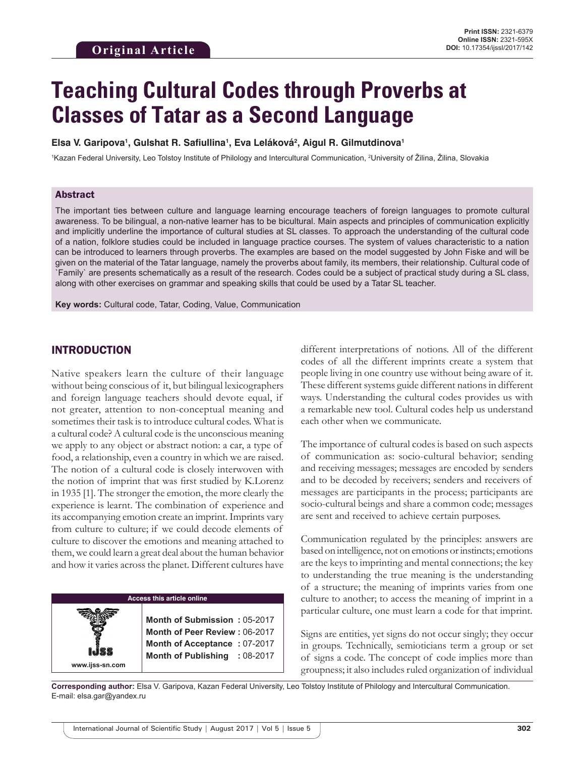Original Article

# Teaching Cultural Codes through Proverbs at Classes of Tatar as a Second Language

**Elsa V. Garipova[1], Gulshat R. Safiullina[1], Eva Leláková[2], Aigul R. Gilmutdinova[1]**

[1]Kazan Federal University, Leo Tolstoy Institute of Philology and Intercultural Communication, [2]University of Žilina, Žilina, Slovakia

## Abstract

The important ties between culture and language learning encourage teachers of foreign languages to promote cultural awareness. To be bilingual, a non-native learner has to be bicultural. Main aspects and principles of communication explicitly and implicitly underline the importance of cultural studies at SL classes. To approach the understanding of the cultural code of a nation, folklore studies could be included in language practice courses. The system of values characteristic to a nation can be introduced to learners through proverbs. The examples are based on the model suggested by John Fiske and will be given on the material of the Tatar language, namely the proverbs about family, its members, their relationship. Cultural code of `Family` are presents schematically as a result of the research. Codes could be a subject of practical study during a SL class, along with other exercises on grammar and speaking skills that could be used by a Tatar SL teacher.

**Key words:** Cultural code, Tatar, Coding, Value, Communication

## INTRODUCTION

Native speakers learn the culture of their language without being conscious of it, but bilingual lexicographers and foreign language teachers should devote equal, if not greater, attention to non-conceptual meaning and sometimes their task is to introduce cultural codes. What is a cultural code? A cultural code is the unconscious meaning we apply to any object or abstract notion: a car, a type of food, a relationship, even a country in which we are raised. The notion of a cultural code is closely interwoven with the notion of imprint that was first studied by K.Lorenz in 1935 [1]. The stronger the emotion, the more clearly the experience is learnt. The combination of experience and its accompanying emotion create an imprint. Imprints vary from culture to culture; if we could decode elements of culture to discover the emotions and meaning attached to them, we could learn a great deal about the human behavior and how it varies across the planet. Different cultures have different interpretations of notions. All of the different codes of all the different imprints create a system that people living in one country use without being aware of it. These different systems guide different nations in different ways. Understanding the cultural codes provides us with a remarkable new tool. Cultural codes help us understand each other when we communicate.

The importance of cultural codes is based on such aspects of communication as: socio-cultural behavior; sending and receiving messages; messages are encoded by senders and to be decoded by receivers; senders and receivers of messages are participants in the process; participants are socio-cultural beings and share a common code; messages are sent and received to achieve certain purposes.

Communication regulated by the principles: answers are based on intelligence, not on emotions or instincts; emotions are the keys to imprinting and mental connections; the key to understanding the true meaning is the understanding of a structure; the meaning of imprints varies from one culture to another; to access the meaning of imprint in a particular culture, one must learn a code for that imprint.

Signs are entities, yet signs do not occur singly; they occur in groups. Technically, semioticians term a group or set of signs a code. The concept of code implies more than groupness; it also includes ruled organization of individual

| Access this article online | |
|---|---|
| www.ijss-sn.com | **Month of Submission :** 05-2017<br>**Month of Peer Review :** 06-2017<br>**Month of Acceptance :** 07-2017<br>**Month of Publishing :** 08-2017 |

**Corresponding author:** Elsa V. Garipova, Kazan Federal University, Leo Tolstoy Institute of Philology and Intercultural Communication. E-mail: elsa.gar@yandex.ru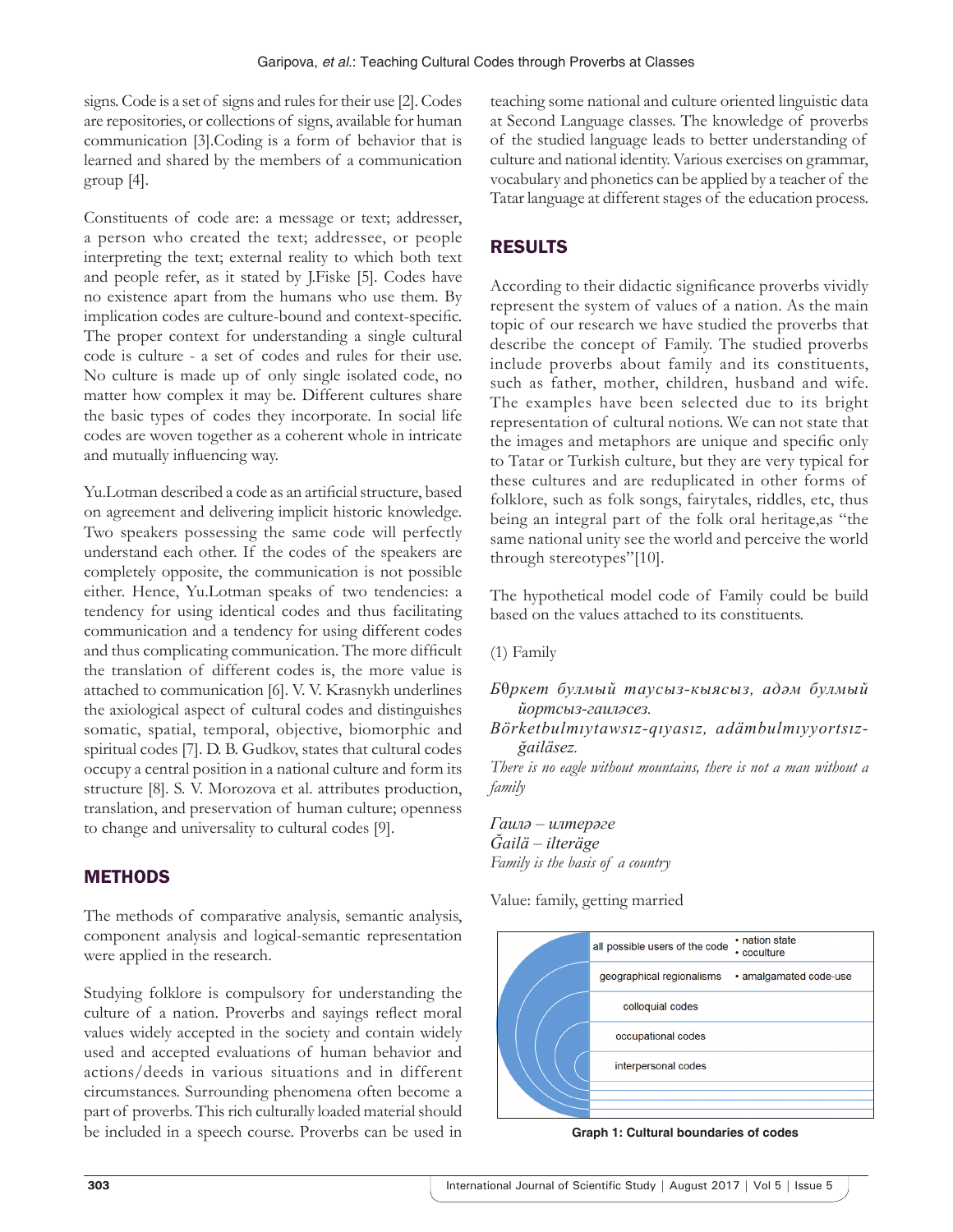signs. Code is a set of signs and rules for their use [2]. Codes are repositories, or collections of signs, available for human communication [3].Coding is a form of behavior that is learned and shared by the members of a communication group [4].

Constituents of code are: a message or text; addresser, a person who created the text; addressee, or people interpreting the text; external reality to which both text and people refer, as it stated by J.Fiske [5]. Codes have no existence apart from the humans who use them. By implication codes are culture-bound and context-specific. The proper context for understanding a single cultural code is culture - a set of codes and rules for their use. No culture is made up of only single isolated code, no matter how complex it may be. Different cultures share the basic types of codes they incorporate. In social life codes are woven together as a coherent whole in intricate and mutually influencing way.

Yu.Lotman described a code as an artificial structure, based on agreement and delivering implicit historic knowledge. Two speakers possessing the same code will perfectly understand each other. If the codes of the speakers are completely opposite, the communication is not possible either. Hence, Yu.Lotman speaks of two tendencies: a tendency for using identical codes and thus facilitating communication and a tendency for using different codes and thus complicating communication. The more difficult the translation of different codes is, the more value is attached to communication [6]. V. V. Krasnykh underlines the axiological aspect of cultural codes and distinguishes somatic, spatial, temporal, objective, biomorphic and spiritual codes [7]. D. B. Gudkov, states that cultural codes occupy a central position in a national culture and form its structure [8]. S. V. Morozova et al. attributes production, translation, and preservation of human culture; openness to change and universality to cultural codes [9].

## METHODS

The methods of comparative analysis, semantic analysis, component analysis and logical-semantic representation were applied in the research.

Studying folklore is compulsory for understanding the culture of a nation. Proverbs and sayings reflect moral values widely accepted in the society and contain widely used and accepted evaluations of human behavior and actions/deeds in various situations and in different circumstances. Surrounding phenomena often become a part of proverbs. This rich culturally loaded material should be included in a speech course. Proverbs can be used in teaching some national and culture oriented linguistic data at Second Language classes. The knowledge of proverbs of the studied language leads to better understanding of culture and national identity. Various exercises on grammar, vocabulary and phonetics can be applied by a teacher of the Tatar language at different stages of the education process.

## RESULTS

According to their didactic significance proverbs vividly represent the system of values of a nation. As the main topic of our research we have studied the proverbs that describe the concept of Family. The studied proverbs include proverbs about family and its constituents, such as father, mother, children, husband and wife. The examples have been selected due to its bright representation of cultural notions. We can not state that the images and metaphors are unique and specific only to Tatar or Turkish culture, but they are very typical for these cultures and are reduplicated in other forms of folklore, such as folk songs, fairytales, riddles, etc, thus being an integral part of the folk oral heritage,as "the same national unity see the world and perceive the world through stereotypes"[10].

The hypothetical model code of Family could be build based on the values attached to its constituents.

(1) Family

*Бөркет булмый таусыз-кыясыз, адәм булмый йортсыз-гаиләсез.*
*Börketbulmıytawsız-qıyasız, adämbulmıyyortsız-ğailäsez.*
*There is no eagle without mountains, there is not a man without a family*

*Гаилә – илтерәге*
*Ğailä – ilteräge*
*Family is the basis of a country*

Value: family, getting married

| | | |
|---|---|---|
| all possible users of the code | • nation state<br>• coculture |
| geographical regionalisms | • amalgamated code-use |
| colloquial codes | |
| occupational codes | |
| interpersonal codes | |

Graph 1: Cultural boundaries of codes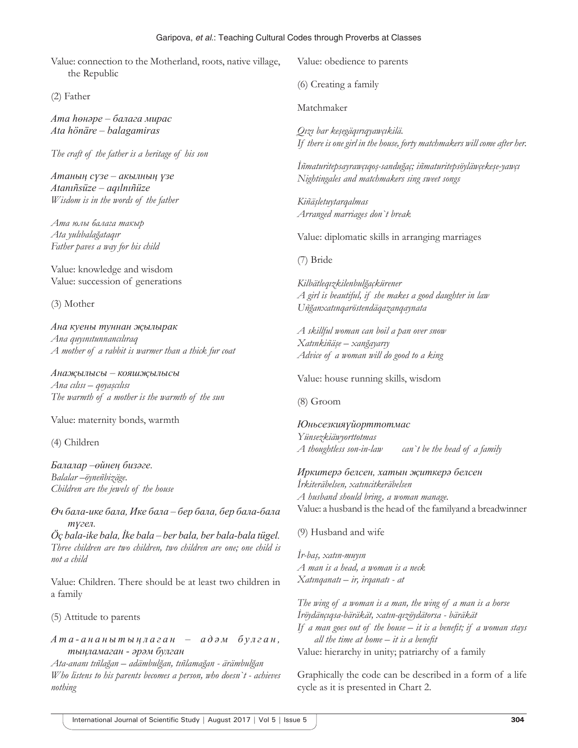Value: connection to the Motherland, roots, native village, the Republic

(2) Father

***Ата һөнәре – балага мирас***
***Ata hönäre – balagamiras***

*The craft of the father is a heritage of his son*

***Атаның сүзе – акылның үзе***
***Ataniñsüze – aqılniñüze***
*Wisdom is in the words of the father*

*Ата юлы балага такыр*
*Ata yulıbalağataqır*
*Father paves a way for his child*

Value: knowledge and wisdom
Value: succession of generations

(3) Mother

***Ана куены туннан җылырак***
*Ana quyınıtunnancılıraq*
*A mother of a rabbit is warmer than a thick fur coat*

***Анаҗылысы – кояшҗылысы***
*Ana cılısı – qoyaşcılısı*
*The warmth of a mother is the warmth of the sun*

Value: maternity bonds, warmth

(4) Children

*Балалар –өйнең бизәге.*
*Balalar –öyneñbizäge.*
*Children are the jewels of the house*

*Өч бала-ике бала, Ике бала – бер бала, бер бала-бала түгел.*
***Öç bala-ike bala, İke bala – ber bala, ber bala-bala tügel.***
*Three children are two children, two children are one; one child is not a child*

Value: Children. There should be at least two children in a family

(5) Attitude to parents

***Ата-ананы тыңлаган – адәм булган, тыңламаган - әрәм булган***
*Ata-ananı tıñlağan – adämbulğan, tıñlamağan - ärämbulğan*
*Who listens to his parents becomes a person, who doesn`t - achieves nothing*

Value: obedience to parents

(6) Creating a family

Matchmaker

*Qızı bar keşegäqırıqyawçıkilä.*
*If there is one girl in the house, forty matchmakers will come after her.*

*İñmaturitepsayrawçıqoş-sanduğaç; iñmaturitepsöyläwçekeşe-yawçı*
*Nightingales and matchmakers sing sweet songs*

*Kiñäşletuytarqalmas*
*Arranged marriages don`t break*

Value: diplomatic skills in arranging marriages

(7) Bride

*Kilbätleqızkilenbulğaçkürener*
*A girl is beautiful, if she makes a good daughter in law*
*Uñğanxatınqaröstendäqazanqaynata*

*A skillful woman can boil a pan over snow*
*Xatınkiñäşe – xanğayartı*
*Advice of a woman will do good to a king*

Value: house running skills, wisdom

(8) Groom

***Юньсезкияүйорттотмас***
*Yünsezkiäwyorttotmas*
*A thoughtless son-in-law can`t be the head of a family*

***Иркитерә белсен, хатын җиткерә белсен***
*İrkiteräbelsen, xatıncitkeräbelsen*
*A husband should bring, a woman manage.*
Value: a husband is the head of the familyand a breadwinner

(9) Husband and wife

*İr-baş, xatın-muyın*
*A man is a head, a woman is a neck*
*Xatınqanatı – ir, irqanatı - at*

*The wing of a woman is a man, the wing of a man is a horse*
*İröydänçıqsa-bäräkät, xatın-qızöydätorsa - bäräkät*
*If a man goes out of the house – it is a benefit; if a woman stays all the time at home – it is a benefit*
Value: hierarchy in unity; patriarchy of a family

Graphically the code can be described in a form of a life cycle as it is presented in Chart 2.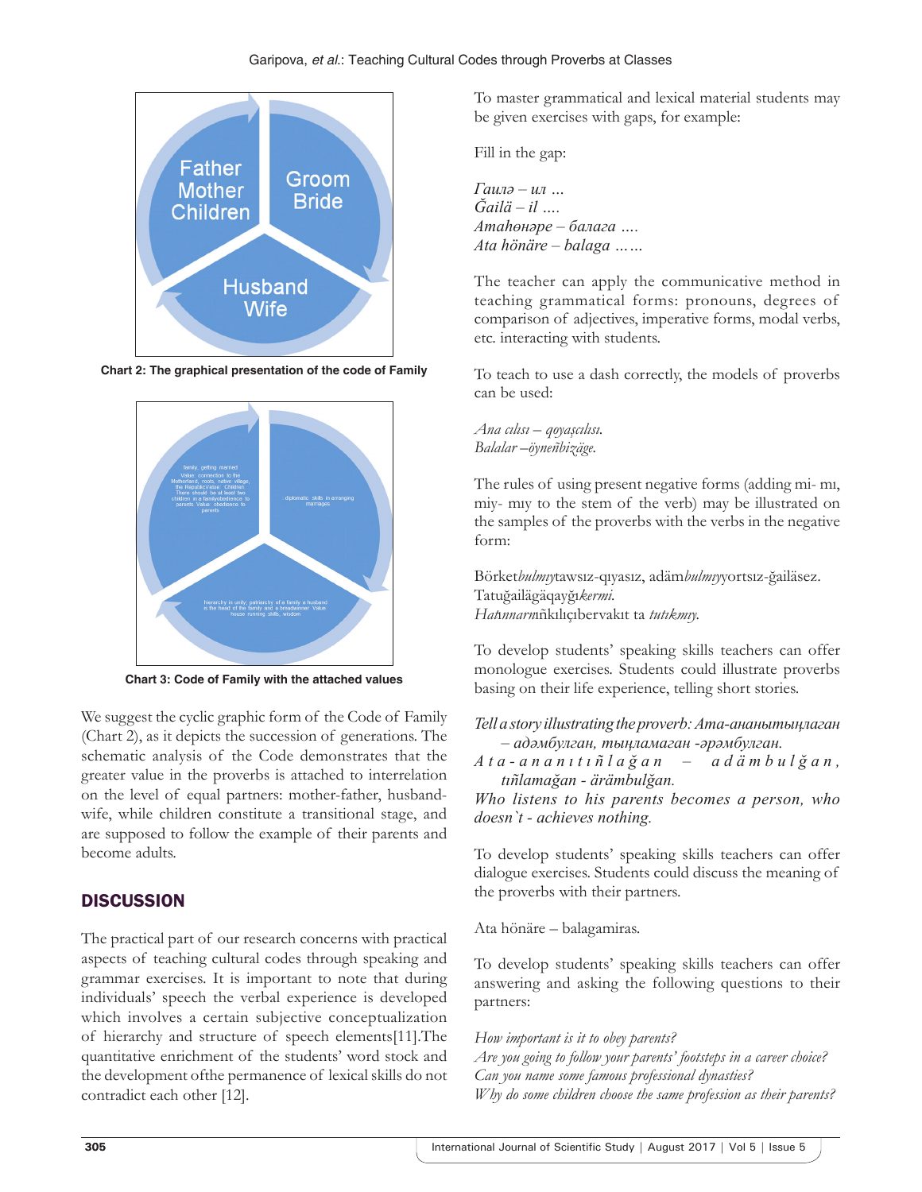Father
Mother
Children

Groom
Bride

Husband
Wife

**Chart 2: The graphical presentation of the code of Family**

family, getting married
Value: connection to the Motherland, roots, native village, the RepublicValue: Children. There should be at least two children in a familyobedience to parents Value: obedience to parents

diplomatic skills in arranging marriages

hierarchy in unity; patriarchy of a family a husband is the head of the family and a breadwinner. Value: house running skills, wisdom

**Chart 3: Code of Family with the attached values**

We suggest the cyclic graphic form of the Code of Family (Chart 2), as it depicts the succession of generations. The schematic analysis of the Code demonstrates that the greater value in the proverbs is attached to interrelation on the level of equal partners: mother-father, husband-wife, while children constitute a transitional stage, and are supposed to follow the example of their parents and become adults.

## DISCUSSION

The practical part of our research concerns with practical aspects of teaching cultural codes through speaking and grammar exercises. It is important to note that during individuals' speech the verbal experience is developed which involves a certain subjective conceptualization of hierarchy and structure of speech elements[11].The quantitative enrichment of the students' word stock and the development ofthe permanence of lexical skills do not contradict each other [12].

To master grammatical and lexical material students may be given exercises with gaps, for example:

Fill in the gap:

*Гаилә – ил ...*
*Ğailä – il ....*
*Атаhөнәре – балага ....*
*Ata hönäre – balaga ......*

The teacher can apply the communicative method in teaching grammatical forms: pronouns, degrees of comparison of adjectives, imperative forms, modal verbs, etc. interacting with students.

To teach to use a dash correctly, the models of proverbs can be used:

*Ana cılısı – qoyaşcılısı.*
*Balalar –öyneñbizäge.*

The rules of using present negative forms (adding mi- mı, miy- mıy to the stem of the verb) may be illustrated on the samples of the proverbs with the verbs in the negative form:

Börket*bulmıy*tawsız-qıyasız, adäm*bulmıy*yortsız-ğailäsez.
Tatuğailägäqayğı*kermi.*
*Hatınnarm*ñkılıçıbervakıt ta *tutıkmıy.*

To develop students' speaking skills teachers can offer monologue exercises. Students could illustrate proverbs basing on their life experience, telling short stories.

*Tell a story illustrating the proverb: Ата-ананытыңлаган – адәмбулган, тыңламаган -әрәмбулган.*
*Ata-ananıtıñlağan – adämbulğan, tıñlamağan - ärämbulğan.*
*Who listens to his parents becomes a person, who doesn`t - achieves nothing.*

To develop students' speaking skills teachers can offer dialogue exercises. Students could discuss the meaning of the proverbs with their partners.

Ata hönäre – balagamiras.

To develop students' speaking skills teachers can offer answering and asking the following questions to their partners:

*How important is it to obey parents?*
*Are you going to follow your parents' footsteps in a career choice?*
*Can you name some famous professional dynasties?*
*Why do some children choose the same profession as their parents?*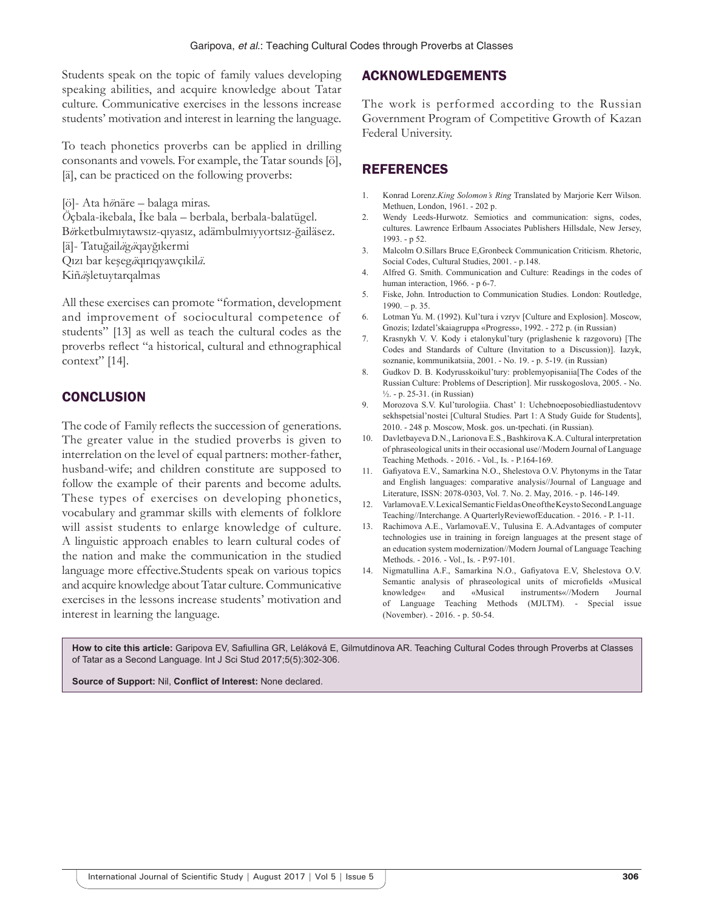Students speak on the topic of family values developing speaking abilities, and acquire knowledge about Tatar culture. Communicative exercises in the lessons increase students' motivation and interest in learning the language.

To teach phonetics proverbs can be applied in drilling consonants and vowels. For example, the Tatar sounds [ö], [ä], can be practiced on the following proverbs:

[ö]- Ata h*ö*näre – balaga miras.
*Ö*çbala-ikebala, İke bala – berbala, berbala-balatügel.
B*ö*rketbulmıytawsız-qıyasız, adämbulmıyyortsız-ğailäsez.
[ä]- Tatuğail*ä*g*ä*qayğıkermi
Qızı bar keşeg*ä*qırıqyawçıkil*ä*.
Kiñ*ä*şletuytarqalmas

All these exercises can promote "formation, development and improvement of sociocultural competence of students" [13] as well as teach the cultural codes as the proverbs reflect "a historical, cultural and ethnographical context" [14].

## CONCLUSION

The code of Family reflects the succession of generations. The greater value in the studied proverbs is given to interrelation on the level of equal partners: mother-father, husband-wife; and children constitute are supposed to follow the example of their parents and become adults. These types of exercises on developing phonetics, vocabulary and grammar skills with elements of folklore will assist students to enlarge knowledge of culture. A linguistic approach enables to learn cultural codes of the nation and make the communication in the studied language more effective.Students speak on various topics and acquire knowledge about Tatar culture. Communicative exercises in the lessons increase students' motivation and interest in learning the language.

## ACKNOWLEDGEMENTS

The work is performed according to the Russian Government Program of Competitive Growth of Kazan Federal University.

## REFERENCES

1. Konrad Lorenz.*King Solomon's Ring* Translated by Marjorie Kerr Wilson. Methuen, London, 1961. - 202 p.
2. Wendy Leeds-Hurwotz. Semiotics and communication: signs, codes, cultures. Lawrence Erlbaum Associates Publishers Hillsdale, New Jersey, 1993. - p 52.
3. Malcolm O.Sillars Bruce E,Gronbeck Communication Criticism. Rhetoric, Social Codes, Cultural Studies, 2001. - p.148.
4. Alfred G. Smith. Communication and Culture: Readings in the codes of human interaction, 1966. - p 6-7.
5. Fiske, John. Introduction to Communication Studies. London: Routledge, 1990. – p. 35.
6. Lotman Yu. M. (1992). Kul'tura i vzryv [Culture and Explosion]. Moscow, Gnozis; Izdatel'skaiagruppa «Progress», 1992. - 272 p. (in Russian)
7. Krasnykh V. V. Kody i etalonykul'tury (priglashenie k razgovoru) [The Codes and Standards of Culture (Invitation to a Discussion)]. Iazyk, soznanie, kommunikatsiia, 2001. - No. 19. - p. 5-19. (in Russian)
8. Gudkov D. B. Kodyrusskoikul'tury: problemyopisaniia[The Codes of the Russian Culture: Problems of Description]. Mir russkogoslova, 2005. - No. ½. - p. 25-31. (in Russian)
9. Morozova S.V. Kul'turologiia. Chast' 1: Uchebnoeposobiedliastudentovv sekhspetsial'nostei [Cultural Studies. Part 1: A Study Guide for Students], 2010. - 248 p. Moscow, Mosk. gos. un-tpechati. (in Russian).
10. Davletbayeva D.N., Larionova E.S., Bashkirova K.A. Cultural interpretation of phraseological units in their occasional use//Modern Journal of Language Teaching Methods. - 2016. - Vol., Is. - P.164-169.
11. Gafiyatova E.V., Samarkina N.O., Shelestova O.V. Phytonyms in the Tatar and English languages: comparative analysis//Journal of Language and Literature, ISSN: 2078-0303, Vol. 7. No. 2. May, 2016. - p. 146-149.
12. Varlamova E.V. Lexical Semantic Field as One of the Keys to Second Language Teaching//Interchange. A QuarterlyReviewofEducation. - 2016. - P. 1-11.
13. Rachimova A.E., VarlamovaE.V., Tulusina E. A.Advantages of computer technologies use in training in foreign languages at the present stage of an education system modernization//Modern Journal of Language Teaching Methods. - 2016. - Vol., Is. - P.97-101.
14. Nigmatullina A.F., Samarkina N.O., Gafiyatova E.V, Shelestova O.V. Semantic analysis of phraseological units of microfields «Musical knowledge« and «Musical instruments«//Modern Journal of Language Teaching Methods (MJLTM). - Special issue (November). - 2016. - p. 50-54.

**How to cite this article:** Garipova EV, Safiullina GR, Leláková E, Gilmutdinova AR. Teaching Cultural Codes through Proverbs at Classes of Tatar as a Second Language. Int J Sci Stud 2017;5(5):302-306.

**Source of Support:** Nil, **Conflict of Interest:** None declared.